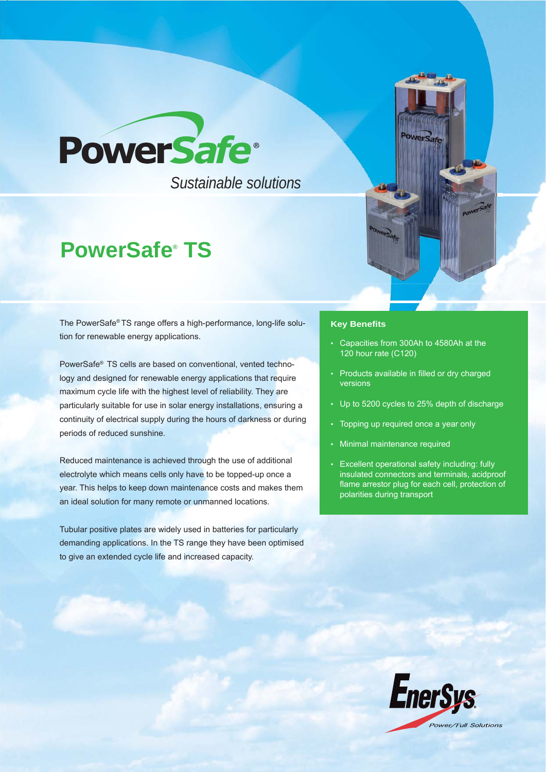# PowerSafe®

*Sustainable solutions*

## PowerSafe® TS

The PowerSafe® TS range offers a high-performance, long-life solution for renewable energy applications.

PowerSafe® TS cells are based on conventional, vented technology and designed for renewable energy applications that require maximum cycle life with the highest level of reliability. They are particularly suitable for use in solar energy installations, ensuring a continuity of electrical supply during the hours of darkness or during periods of reduced sunshine.

Reduced maintenance is achieved through the use of additional electrolyte which means cells only have to be topped-up once a year. This helps to keep down maintenance costs and makes them an ideal solution for many remote or unmanned locations.

Tubular positive plates are widely used in batteries for particularly demanding applications. In the TS range they have been optimised to give an extended cycle life and increased capacity.

### Key Benefits

- Capacities from 300Ah to 4580Ah at the 120 hour rate (C120)
- Products available in filled or dry charged versions
- Up to 5200 cycles to 25% depth of discharge
- Topping up required once a year only
- Minimal maintenance required
- Excellent operational safety including: fully insulated connectors and terminals, acidproof flame arrestor plug for each cell, protection of polarities during transport

EnerSys®

*Power/Full Solutions*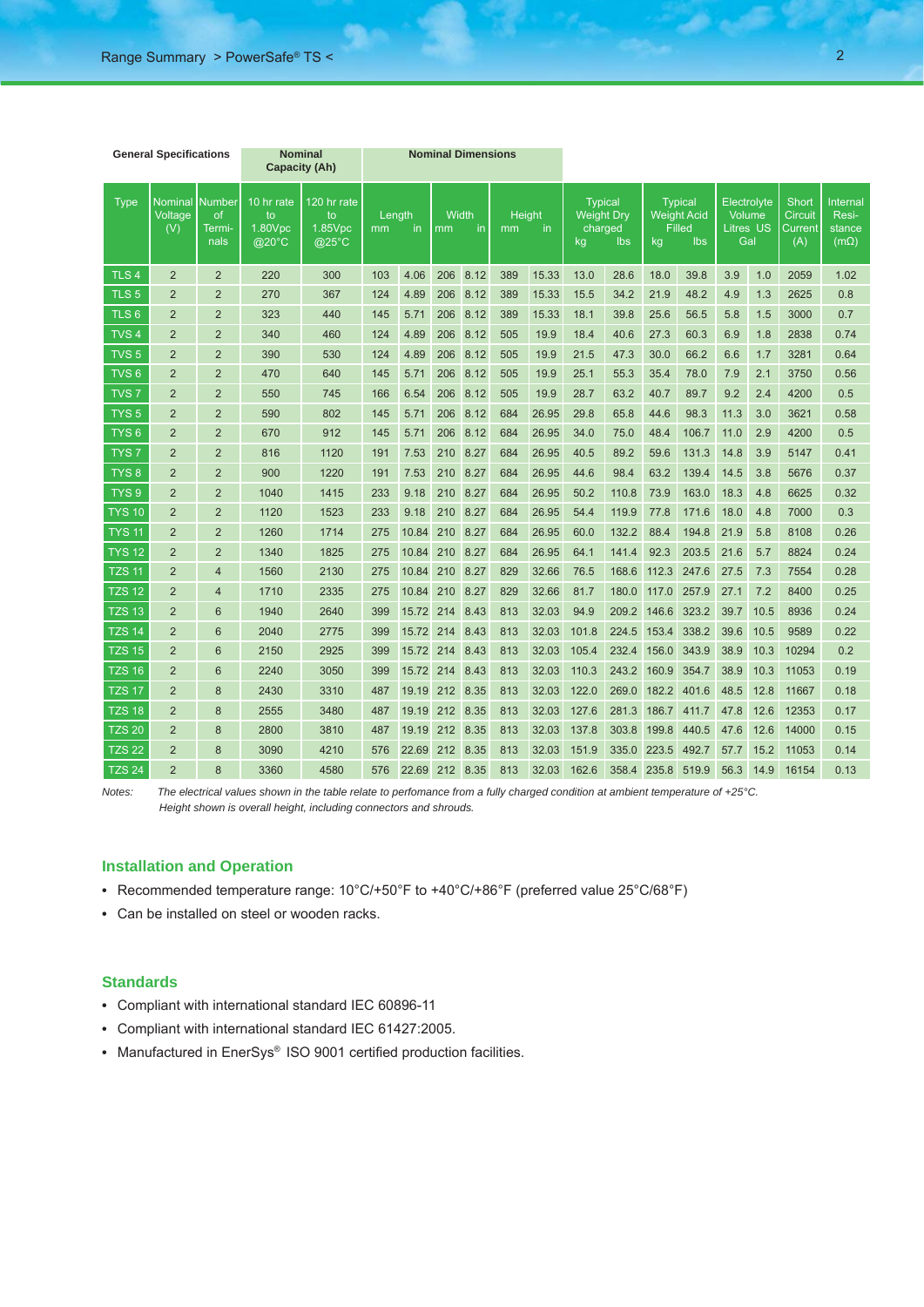| General Specifications | | | Nominal Capacity (Ah) | | Nominal Dimensions | | | | | | | | | | | | | | |
|---|---|---|---|---|---|---|---|---|---|---|---|---|---|---|---|---|---|---|---|
| Type | Nominal Voltage (V) | Number of Terminals | 10 hr rate to 1.80Vpc @20°C | 120 hr rate to 1.85Vpc @25°C | Length | | Width | | Height | | Typical Weight Dry charged | | Typical Weight Acid Filled | | Electrolyte Volume | | Short Circuit Current (A) | Internal Resistance (mΩ) |
| | | | | | mm | in | mm | in | mm | in | kg | lbs | kg | lbs | Litres | US Gal | | |
| TLS 4 | 2 | 2 | 220 | 300 | 103 | 4.06 | 206 | 8.12 | 389 | 15.33 | 13.0 | 28.6 | 18.0 | 39.8 | 3.9 | 1.0 | 2059 | 1.02 |
| TLS 5 | 2 | 2 | 270 | 367 | 124 | 4.89 | 206 | 8.12 | 389 | 15.33 | 15.5 | 34.2 | 21.9 | 48.2 | 4.9 | 1.3 | 2625 | 0.8 |
| TLS 6 | 2 | 2 | 323 | 440 | 145 | 5.71 | 206 | 8.12 | 389 | 15.33 | 18.1 | 39.8 | 25.6 | 56.5 | 5.8 | 1.5 | 3000 | 0.7 |
| TVS 4 | 2 | 2 | 340 | 460 | 124 | 4.89 | 206 | 8.12 | 505 | 19.9 | 18.4 | 40.6 | 27.3 | 60.3 | 6.9 | 1.8 | 2838 | 0.74 |
| TVS 5 | 2 | 2 | 390 | 530 | 124 | 4.89 | 206 | 8.12 | 505 | 19.9 | 21.5 | 47.3 | 30.0 | 66.2 | 6.6 | 1.7 | 3281 | 0.64 |
| TVS 6 | 2 | 2 | 470 | 640 | 145 | 5.71 | 206 | 8.12 | 505 | 19.9 | 25.1 | 55.3 | 35.4 | 78.0 | 7.9 | 2.1 | 3750 | 0.56 |
| TVS 7 | 2 | 2 | 550 | 745 | 166 | 6.54 | 206 | 8.12 | 505 | 19.9 | 28.7 | 63.2 | 40.7 | 89.7 | 9.2 | 2.4 | 4200 | 0.5 |
| TYS 5 | 2 | 2 | 590 | 802 | 145 | 5.71 | 206 | 8.12 | 684 | 26.95 | 29.8 | 65.8 | 44.6 | 98.3 | 11.3 | 3.0 | 3621 | 0.58 |
| TYS 6 | 2 | 2 | 670 | 912 | 145 | 5.71 | 206 | 8.12 | 684 | 26.95 | 34.0 | 75.0 | 48.4 | 106.7 | 11.0 | 2.9 | 4200 | 0.5 |
| TYS 7 | 2 | 2 | 816 | 1120 | 191 | 7.53 | 210 | 8.27 | 684 | 26.95 | 40.5 | 89.2 | 59.6 | 131.3 | 14.8 | 3.9 | 5147 | 0.41 |
| TYS 8 | 2 | 2 | 900 | 1220 | 191 | 7.53 | 210 | 8.27 | 684 | 26.95 | 44.6 | 98.4 | 63.2 | 139.4 | 14.5 | 3.8 | 5676 | 0.37 |
| TYS 9 | 2 | 2 | 1040 | 1415 | 233 | 9.18 | 210 | 8.27 | 684 | 26.95 | 50.2 | 110.8 | 73.9 | 163.0 | 18.3 | 4.8 | 6625 | 0.32 |
| TYS 10 | 2 | 2 | 1120 | 1523 | 233 | 9.18 | 210 | 8.27 | 684 | 26.95 | 54.4 | 119.9 | 77.8 | 171.6 | 18.0 | 4.8 | 7000 | 0.3 |
| TYS 11 | 2 | 2 | 1260 | 1714 | 275 | 10.84 | 210 | 8.27 | 684 | 26.95 | 60.0 | 132.2 | 88.4 | 194.8 | 21.9 | 5.8 | 8108 | 0.26 |
| TYS 12 | 2 | 2 | 1340 | 1825 | 275 | 10.84 | 210 | 8.27 | 684 | 26.95 | 64.1 | 141.4 | 92.3 | 203.5 | 21.6 | 5.7 | 8824 | 0.24 |
| TZS 11 | 2 | 4 | 1560 | 2130 | 275 | 10.84 | 210 | 8.27 | 829 | 32.66 | 76.5 | 168.6 | 112.3 | 247.6 | 27.5 | 7.3 | 7554 | 0.28 |
| TZS 12 | 2 | 4 | 1710 | 2335 | 275 | 10.84 | 210 | 8.27 | 829 | 32.66 | 81.7 | 180.0 | 117.0 | 257.9 | 27.1 | 7.2 | 8400 | 0.25 |
| TZS 13 | 2 | 6 | 1940 | 2640 | 399 | 15.72 | 214 | 8.43 | 813 | 32.03 | 94.9 | 209.2 | 146.6 | 323.2 | 39.7 | 10.5 | 8936 | 0.24 |
| TZS 14 | 2 | 6 | 2040 | 2775 | 399 | 15.72 | 214 | 8.43 | 813 | 32.03 | 101.8 | 224.5 | 153.4 | 338.2 | 39.6 | 10.5 | 9589 | 0.22 |
| TZS 15 | 2 | 6 | 2150 | 2925 | 399 | 15.72 | 214 | 8.43 | 813 | 32.03 | 105.4 | 232.4 | 156.0 | 343.9 | 38.9 | 10.3 | 10294 | 0.2 |
| TZS 16 | 2 | 6 | 2240 | 3050 | 399 | 15.72 | 214 | 8.43 | 813 | 32.03 | 110.3 | 243.2 | 160.9 | 354.7 | 38.9 | 10.3 | 11053 | 0.19 |
| TZS 17 | 2 | 8 | 2430 | 3310 | 487 | 19.19 | 212 | 8.35 | 813 | 32.03 | 122.0 | 269.0 | 182.2 | 401.6 | 48.5 | 12.8 | 11667 | 0.18 |
| TZS 18 | 2 | 8 | 2555 | 3480 | 487 | 19.19 | 212 | 8.35 | 813 | 32.03 | 127.6 | 281.3 | 186.7 | 411.7 | 47.8 | 12.6 | 12353 | 0.17 |
| TZS 20 | 2 | 8 | 2800 | 3810 | 487 | 19.19 | 212 | 8.35 | 813 | 32.03 | 137.8 | 303.8 | 199.8 | 440.5 | 47.6 | 12.6 | 14000 | 0.15 |
| TZS 22 | 2 | 8 | 3090 | 4210 | 576 | 22.69 | 212 | 8.35 | 813 | 32.03 | 151.9 | 335.0 | 223.5 | 492.7 | 57.7 | 15.2 | 11053 | 0.14 |
| TZS 24 | 2 | 8 | 3360 | 4580 | 576 | 22.69 | 212 | 8.35 | 813 | 32.03 | 162.6 | 358.4 | 235.8 | 519.9 | 56.3 | 14.9 | 16154 | 0.13 |

Notes: *The electrical values shown in the table relate to perfomance from a fully charged condition at ambient temperature of +25°C.*
*Height shown is overall height, including connectors and shrouds.*

## Installation and Operation

- Recommended temperature range: 10°C/+50°F to +40°C/+86°F (preferred value 25°C/68°F)
- Can be installed on steel or wooden racks.

## Standards

- Compliant with international standard IEC 60896-11
- Compliant with international standard IEC 61427:2005.
- Manufactured in EnerSys® ISO 9001 certified production facilities.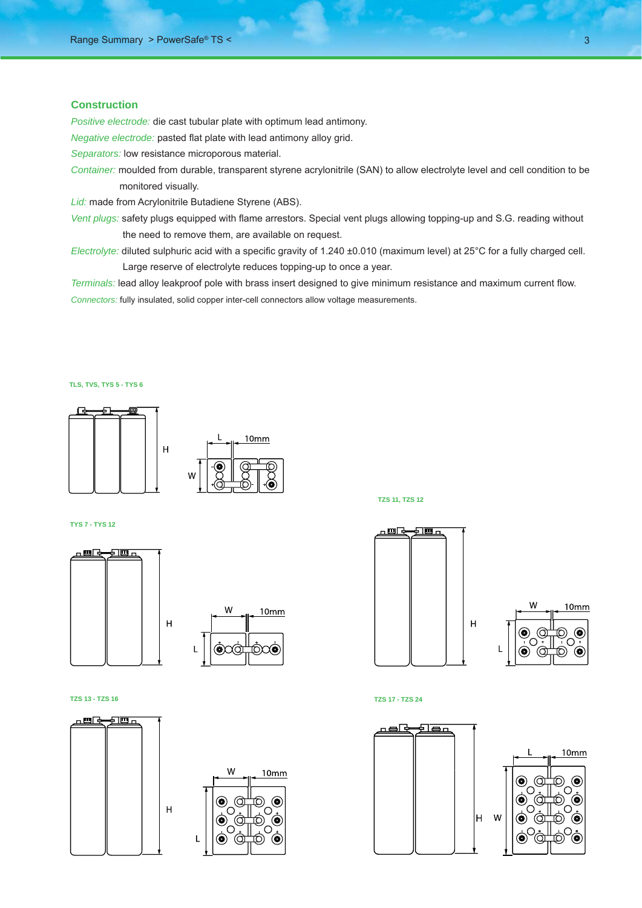## Construction

*Positive electrode:* die cast tubular plate with optimum lead antimony.

*Negative electrode:* pasted flat plate with lead antimony alloy grid.

*Separators:* low resistance microporous material.

*Container:* moulded from durable, transparent styrene acrylonitrile (SAN) to allow electrolyte level and cell condition to be monitored visually.

*Lid:* made from Acrylonitrile Butadiene Styrene (ABS).

*Vent plugs:* safety plugs equipped with flame arrestors. Special vent plugs allowing topping-up and S.G. reading without the need to remove them, are available on request.

*Electrolyte:* diluted sulphuric acid with a specific gravity of 1.240 ±0.010 (maximum level) at 25°C for a fully charged cell. Large reserve of electrolyte reduces topping-up to once a year.

*Terminals:* lead alloy leakproof pole with brass insert designed to give minimum resistance and maximum current flow.

*Connectors:* fully insulated, solid copper inter-cell connectors allow voltage measurements.

**TLS, TVS, TYS 5 - TYS 6**

H — L — 10mm — W

**TZS 11, TZS 12**

H — W — 10mm — L

**TYS 7 - TYS 12**

H — W — 10mm — L

**TZS 13 - TZS 16**

H — W — 10mm — L

**TZS 17 - TZS 24**

H — L — 10mm — W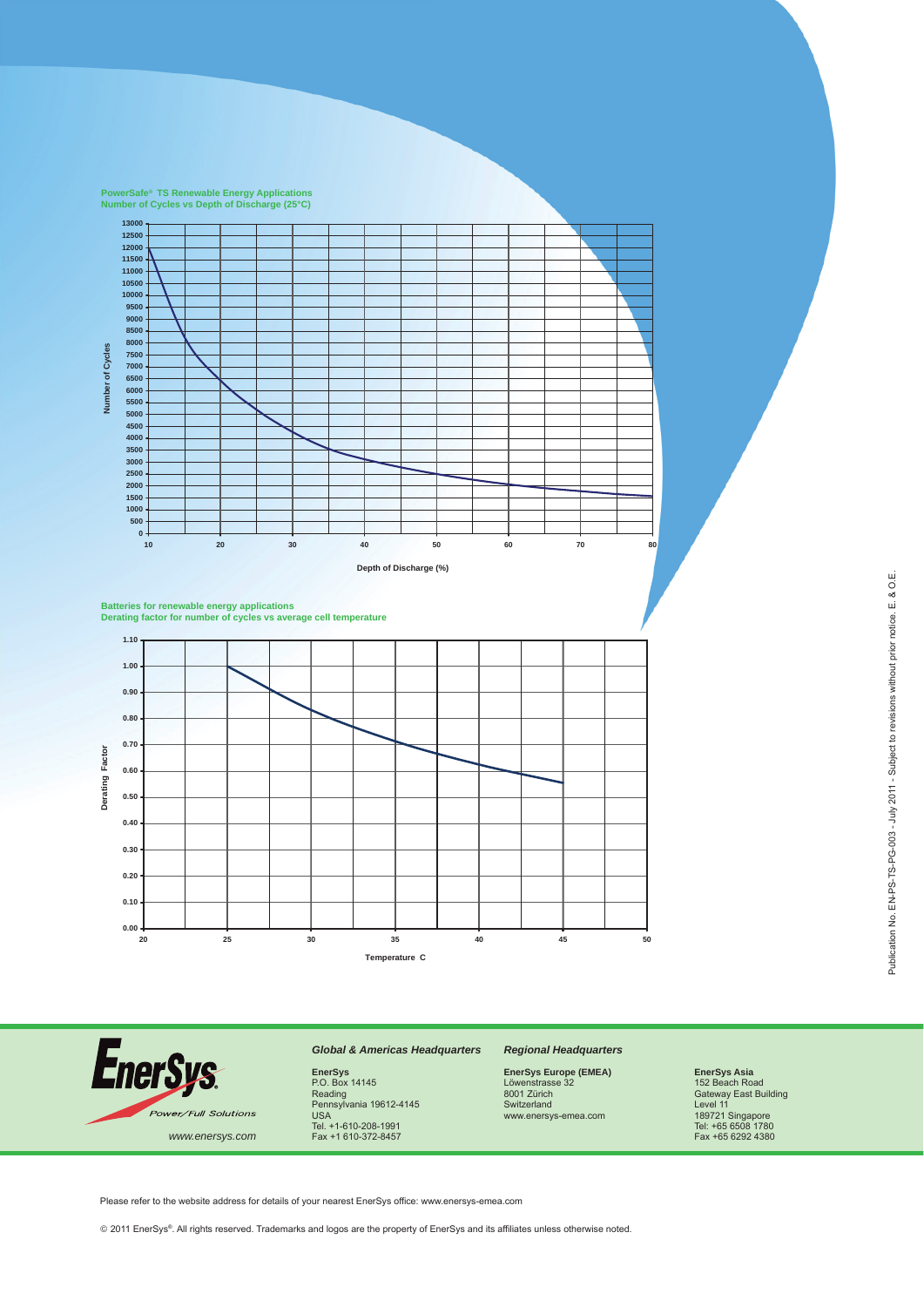**PowerSafe® TS Renewable Energy Applications**
**Number of Cycles vs Depth of Discharge (25°C)**

Number of Cycles

13000
12500
12000
11500
11000
10500
10000
9500
9000
8500
8000
7500
7000
6500
6000
5500
5000
4500
4000
3500
3000
2500
2000
1500
1000
500
0

10 20 30 40 50 60 70 80

Depth of Discharge (%)

**Batteries for renewable energy applications**
**Derating factor for number of cycles vs average cell temperature**

Derating Factor

1.10
1.00
0.90
0.80
0.70
0.60
0.50
0.40
0.30
0.20
0.10
0.00

20 25 30 35 40 45 50

Temperature C

Publication No. EN-PS-TS-PG-003 - July 2011 - Subject to revisions without prior notice. E. & O.E.

EnerSys
Power/Full Solutions
www.enersys.com

***Global & Americas Headquarters***

**EnerSys**
P.O. Box 14145
Reading
Pennsylvania 19612-4145
USA
Tel. +1-610-208-1991
Fax +1 610-372-8457

***Regional Headquarters***

**EnerSys Europe (EMEA)**
Löwenstrasse 32
8001 Zürich
Switzerland
www.enersys-emea.com

**EnerSys Asia**
152 Beach Road
Gateway East Building
Level 11
189721 Singapore
Tel: +65 6508 1780
Fax +65 6292 4380

Please refer to the website address for details of your nearest EnerSys office: www.enersys-emea.com

© 2011 EnerSys®. All rights reserved. Trademarks and logos are the property of EnerSys and its affiliates unless otherwise noted.